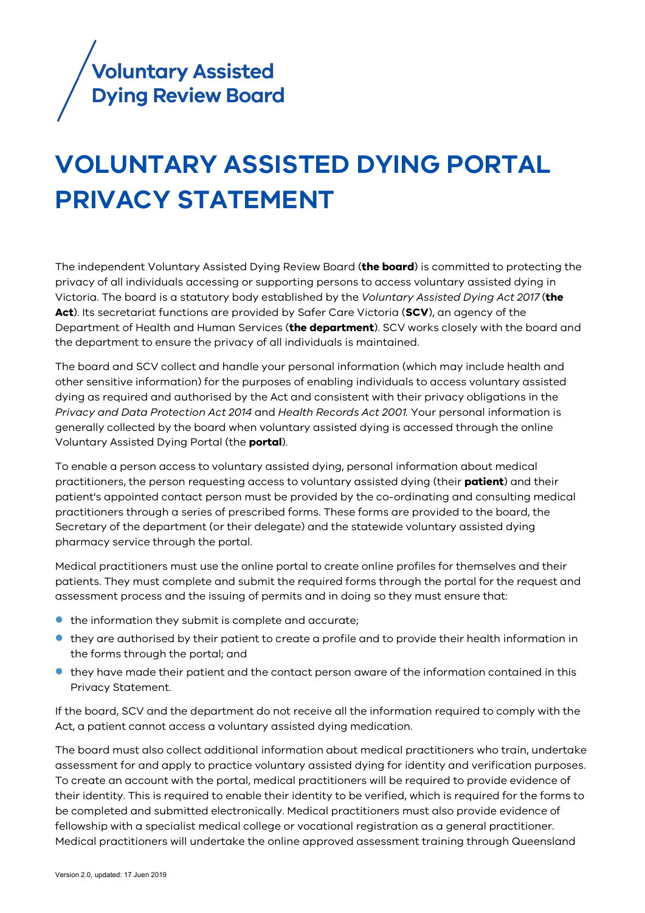Voluntary Assisted Dying Review Board

# VOLUNTARY ASSISTED DYING PORTAL PRIVACY STATEMENT

The independent Voluntary Assisted Dying Review Board (**the board**) is committed to protecting the privacy of all individuals accessing or supporting persons to access voluntary assisted dying in Victoria. The board is a statutory body established by the *Voluntary Assisted Dying Act 2017* (**the Act**). Its secretariat functions are provided by Safer Care Victoria (**SCV**), an agency of the Department of Health and Human Services (**the department**). SCV works closely with the board and the department to ensure the privacy of all individuals is maintained.

The board and SCV collect and handle your personal information (which may include health and other sensitive information) for the purposes of enabling individuals to access voluntary assisted dying as required and authorised by the Act and consistent with their privacy obligations in the *Privacy and Data Protection Act 2014* and *Health Records Act 2001*. Your personal information is generally collected by the board when voluntary assisted dying is accessed through the online Voluntary Assisted Dying Portal (the **portal**).

To enable a person access to voluntary assisted dying, personal information about medical practitioners, the person requesting access to voluntary assisted dying (their **patient**) and their patient's appointed contact person must be provided by the co-ordinating and consulting medical practitioners through a series of prescribed forms. These forms are provided to the board, the Secretary of the department (or their delegate) and the statewide voluntary assisted dying pharmacy service through the portal.

Medical practitioners must use the online portal to create online profiles for themselves and their patients. They must complete and submit the required forms through the portal for the request and assessment process and the issuing of permits and in doing so they must ensure that:

- the information they submit is complete and accurate;
- they are authorised by their patient to create a profile and to provide their health information in the forms through the portal; and
- they have made their patient and the contact person aware of the information contained in this Privacy Statement.

If the board, SCV and the department do not receive all the information required to comply with the Act, a patient cannot access a voluntary assisted dying medication.

The board must also collect additional information about medical practitioners who train, undertake assessment for and apply to practice voluntary assisted dying for identity and verification purposes. To create an account with the portal, medical practitioners will be required to provide evidence of their identity. This is required to enable their identity to be verified, which is required for the forms to be completed and submitted electronically. Medical practitioners must also provide evidence of fellowship with a specialist medical college or vocational registration as a general practitioner. Medical practitioners will undertake the online approved assessment training through Queensland

Version 2.0, updated: 17 Juen 2019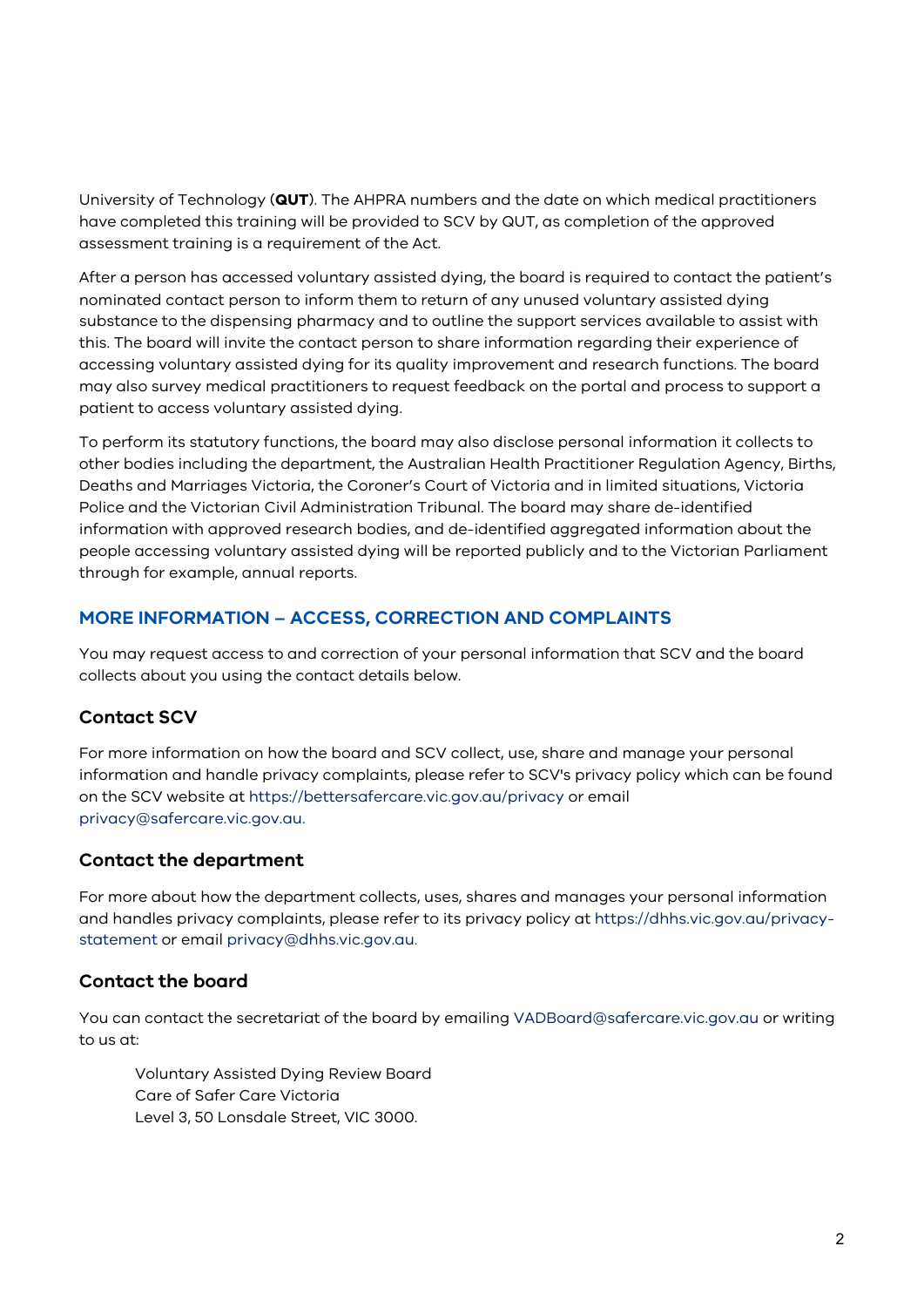University of Technology (**QUT**). The AHPRA numbers and the date on which medical practitioners have completed this training will be provided to SCV by QUT, as completion of the approved assessment training is a requirement of the Act.

After a person has accessed voluntary assisted dying, the board is required to contact the patient's nominated contact person to inform them to return of any unused voluntary assisted dying substance to the dispensing pharmacy and to outline the support services available to assist with this. The board will invite the contact person to share information regarding their experience of accessing voluntary assisted dying for its quality improvement and research functions. The board may also survey medical practitioners to request feedback on the portal and process to support a patient to access voluntary assisted dying.

To perform its statutory functions, the board may also disclose personal information it collects to other bodies including the department, the Australian Health Practitioner Regulation Agency, Births, Deaths and Marriages Victoria, the Coroner's Court of Victoria and in limited situations, Victoria Police and the Victorian Civil Administration Tribunal. The board may share de-identified information with approved research bodies, and de-identified aggregated information about the people accessing voluntary assisted dying will be reported publicly and to the Victorian Parliament through for example, annual reports.

## MORE INFORMATION – ACCESS, CORRECTION AND COMPLAINTS

You may request access to and correction of your personal information that SCV and the board collects about you using the contact details below.

### Contact SCV

For more information on how the board and SCV collect, use, share and manage your personal information and handle privacy complaints, please refer to SCV's privacy policy which can be found on the SCV website at https://bettersafercare.vic.gov.au/privacy or email privacy@safercare.vic.gov.au.

### Contact the department

For more about how the department collects, uses, shares and manages your personal information and handles privacy complaints, please refer to its privacy policy at https://dhhs.vic.gov.au/privacy-statement or email privacy@dhhs.vic.gov.au.

### Contact the board

You can contact the secretariat of the board by emailing VADBoard@safercare.vic.gov.au or writing to us at:

> Voluntary Assisted Dying Review Board
> Care of Safer Care Victoria
> Level 3, 50 Lonsdale Street, VIC 3000.